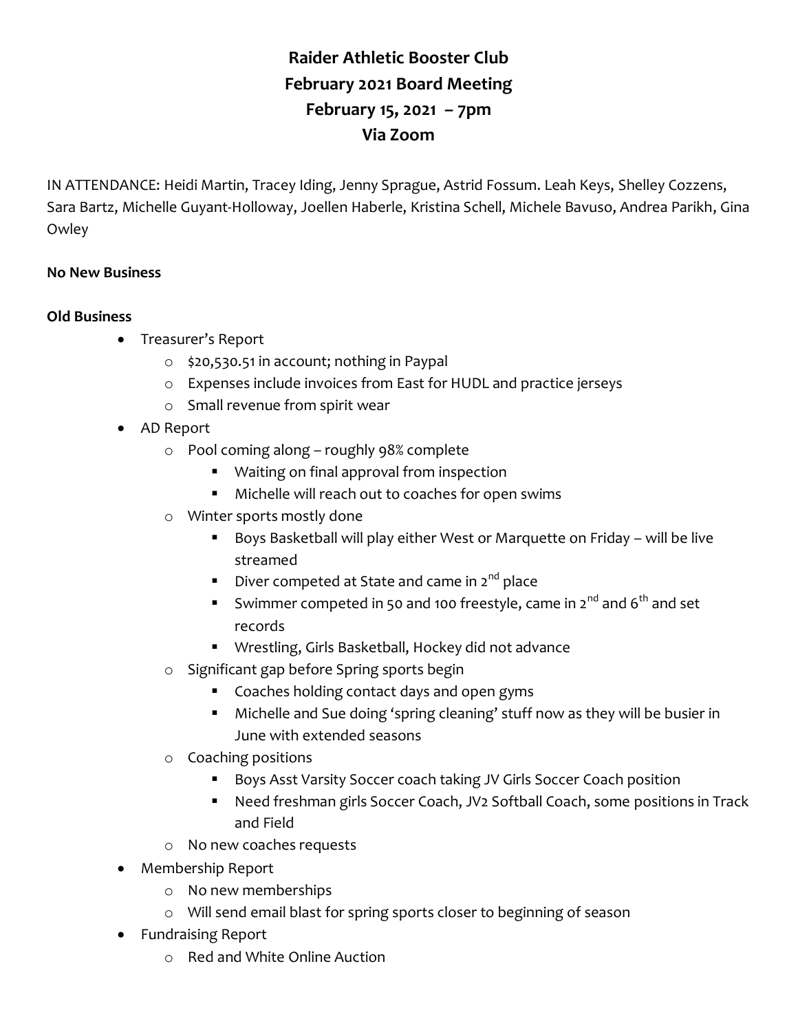# Raider Athletic Booster Club
## February 2021 Board Meeting
## February 15, 2021 – 7pm
## Via Zoom

IN ATTENDANCE: Heidi Martin, Tracey Iding, Jenny Sprague, Astrid Fossum. Leah Keys, Shelley Cozzens, Sara Bartz, Michelle Guyant-Holloway, Joellen Haberle, Kristina Schell, Michele Bavuso, Andrea Parikh, Gina Owley

**No New Business**

**Old Business**

- Treasurer's Report
  - $20,530.51 in account; nothing in Paypal
  - Expenses include invoices from East for HUDL and practice jerseys
  - Small revenue from spirit wear
- AD Report
  - Pool coming along – roughly 98% complete
    - Waiting on final approval from inspection
    - Michelle will reach out to coaches for open swims
  - Winter sports mostly done
    - Boys Basketball will play either West or Marquette on Friday – will be live streamed
    - Diver competed at State and came in 2nd place
    - Swimmer competed in 50 and 100 freestyle, came in 2nd and 6th and set records
    - Wrestling, Girls Basketball, Hockey did not advance
  - Significant gap before Spring sports begin
    - Coaches holding contact days and open gyms
    - Michelle and Sue doing 'spring cleaning' stuff now as they will be busier in June with extended seasons
  - Coaching positions
    - Boys Asst Varsity Soccer coach taking JV Girls Soccer Coach position
    - Need freshman girls Soccer Coach, JV2 Softball Coach, some positions in Track and Field
  - No new coaches requests
- Membership Report
  - No new memberships
  - Will send email blast for spring sports closer to beginning of season
- Fundraising Report
  - Red and White Online Auction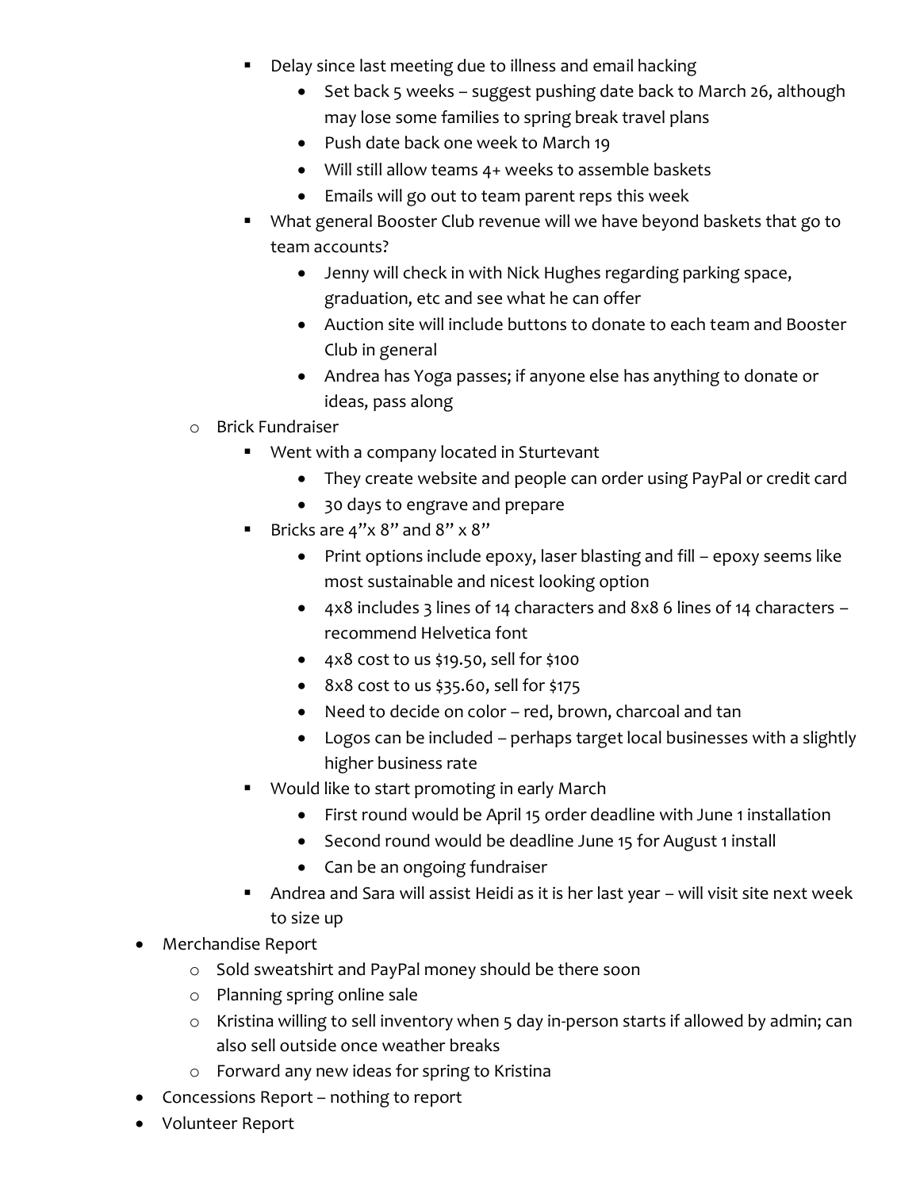- Delay since last meeting due to illness and email hacking
      - Set back 5 weeks – suggest pushing date back to March 26, although may lose some families to spring break travel plans
      - Push date back one week to March 19
      - Will still allow teams 4+ weeks to assemble baskets
      - Emails will go out to team parent reps this week
    - What general Booster Club revenue will we have beyond baskets that go to team accounts?
      - Jenny will check in with Nick Hughes regarding parking space, graduation, etc and see what he can offer
      - Auction site will include buttons to donate to each team and Booster Club in general
      - Andrea has Yoga passes; if anyone else has anything to donate or ideas, pass along
  - Brick Fundraiser
    - Went with a company located in Sturtevant
      - They create website and people can order using PayPal or credit card
      - 30 days to engrave and prepare
    - Bricks are 4"x 8" and 8" x 8"
      - Print options include epoxy, laser blasting and fill – epoxy seems like most sustainable and nicest looking option
      - 4x8 includes 3 lines of 14 characters and 8x8 6 lines of 14 characters – recommend Helvetica font
      - 4x8 cost to us $19.50, sell for $100
      - 8x8 cost to us $35.60, sell for $175
      - Need to decide on color – red, brown, charcoal and tan
      - Logos can be included – perhaps target local businesses with a slightly higher business rate
    - Would like to start promoting in early March
      - First round would be April 15 order deadline with June 1 installation
      - Second round would be deadline June 15 for August 1 install
      - Can be an ongoing fundraiser
    - Andrea and Sara will assist Heidi as it is her last year – will visit site next week to size up
- Merchandise Report
  - Sold sweatshirt and PayPal money should be there soon
  - Planning spring online sale
  - Kristina willing to sell inventory when 5 day in-person starts if allowed by admin; can also sell outside once weather breaks
  - Forward any new ideas for spring to Kristina
- Concessions Report – nothing to report
- Volunteer Report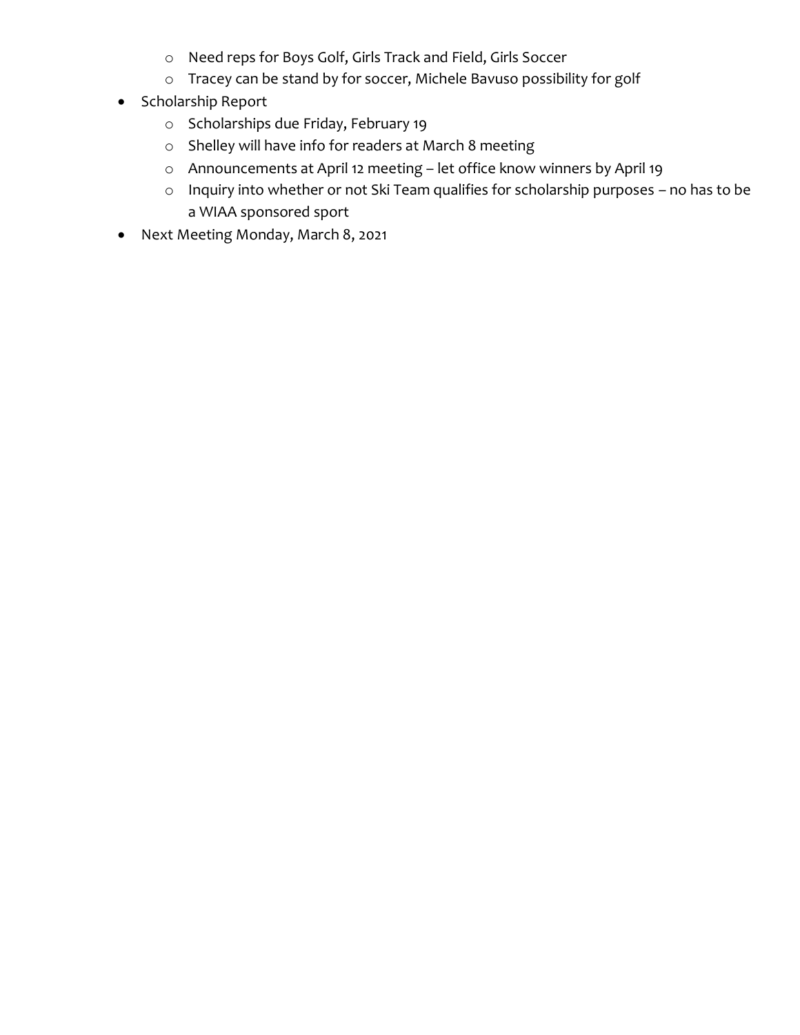- Need reps for Boys Golf, Girls Track and Field, Girls Soccer
  - Tracey can be stand by for soccer, Michele Bavuso possibility for golf
- Scholarship Report
  - Scholarships due Friday, February 19
  - Shelley will have info for readers at March 8 meeting
  - Announcements at April 12 meeting – let office know winners by April 19
  - Inquiry into whether or not Ski Team qualifies for scholarship purposes – no has to be a WIAA sponsored sport
- Next Meeting Monday, March 8, 2021